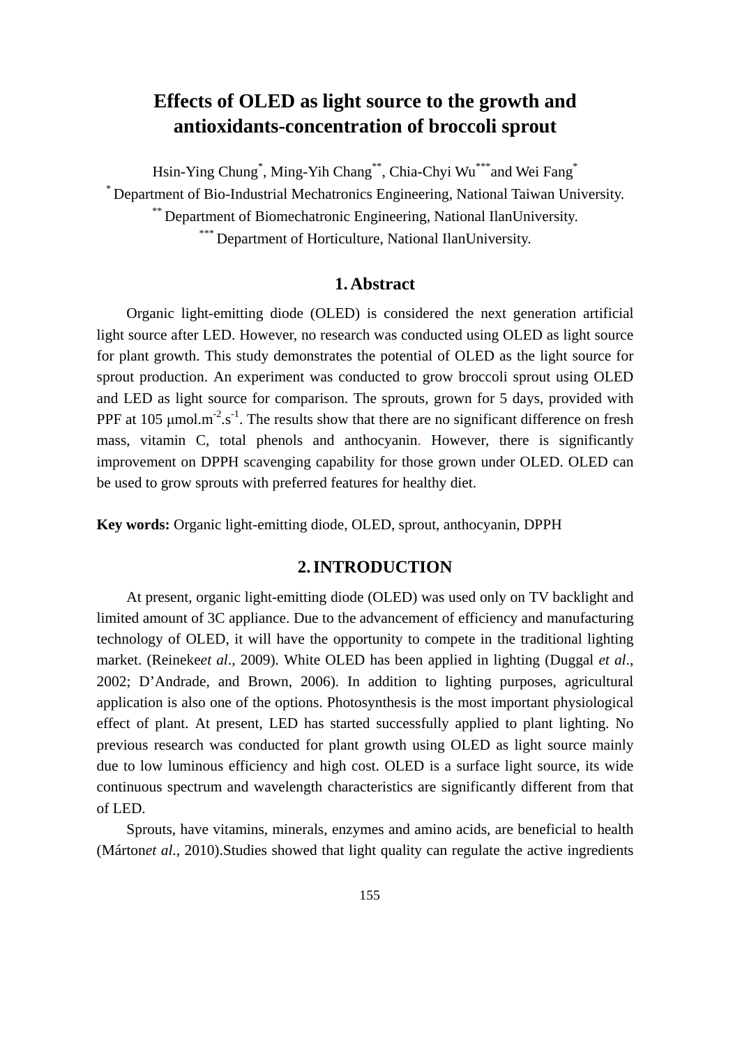# Effects of OLED as light source to the growth and antioxidants-concentration of broccoli sprout

Hsin-Ying Chung[*], Ming-Yih Chang[**], Chia-Chyi Wu[***] and Wei Fang[*]

[*] Department of Bio-Industrial Mechatronics Engineering, National Taiwan University.

[**] Department of Biomechatronic Engineering, National IlanUniversity.

[***] Department of Horticulture, National IlanUniversity.

## 1. Abstract

Organic light-emitting diode (OLED) is considered the next generation artificial light source after LED. However, no research was conducted using OLED as light source for plant growth. This study demonstrates the potential of OLED as the light source for sprout production. An experiment was conducted to grow broccoli sprout using OLED and LED as light source for comparison. The sprouts, grown for 5 days, provided with PPF at 105 $\mu mol.m^{-2}.s^{-1}$. The results show that there are no significant difference on fresh mass, vitamin C, total phenols and anthocyanin. However, there is significantly improvement on DPPH scavenging capability for those grown under OLED. OLED can be used to grow sprouts with preferred features for healthy diet.

**Key words:** Organic light-emitting diode, OLED, sprout, anthocyanin, DPPH

## 2. INTRODUCTION

At present, organic light-emitting diode (OLED) was used only on TV backlight and limited amount of 3C appliance. Due to the advancement of efficiency and manufacturing technology of OLED, it will have the opportunity to compete in the traditional lighting market. (Reineke*et al*., 2009). White OLED has been applied in lighting (Duggal *et al*., 2002; D'Andrade, and Brown, 2006). In addition to lighting purposes, agricultural application is also one of the options. Photosynthesis is the most important physiological effect of plant. At present, LED has started successfully applied to plant lighting. No previous research was conducted for plant growth using OLED as light source mainly due to low luminous efficiency and high cost. OLED is a surface light source, its wide continuous spectrum and wavelength characteristics are significantly different from that of LED.

Sprouts, have vitamins, minerals, enzymes and amino acids, are beneficial to health (Márton*et al*., 2010).Studies showed that light quality can regulate the active ingredients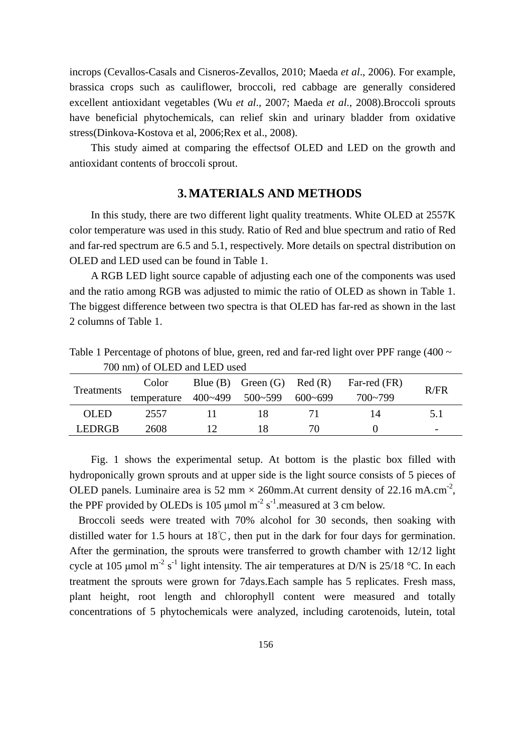incrops (Cevallos-Casals and Cisneros-Zevallos, 2010; Maeda *et al*., 2006). For example, brassica crops such as cauliflower, broccoli, red cabbage are generally considered excellent antioxidant vegetables (Wu *et al*., 2007; Maeda *et al*., 2008).Broccoli sprouts have beneficial phytochemicals, can relief skin and urinary bladder from oxidative stress(Dinkova-Kostova et al, 2006;Rex et al., 2008).

This study aimed at comparing the effectsof OLED and LED on the growth and antioxidant contents of broccoli sprout.

## 3. MATERIALS AND METHODS

In this study, there are two different light quality treatments. White OLED at 2557K color temperature was used in this study. Ratio of Red and blue spectrum and ratio of Red and far-red spectrum are 6.5 and 5.1, respectively. More details on spectral distribution on OLED and LED used can be found in Table 1.

A RGB LED light source capable of adjusting each one of the components was used and the ratio among RGB was adjusted to mimic the ratio of OLED as shown in Table 1. The biggest difference between two spectra is that OLED has far-red as shown in the last 2 columns of Table 1.

Table 1 Percentage of photons of blue, green, red and far-red light over PPF range (400 ~ 700 nm) of OLED and LED used

| Treatments | Color temperature | Blue (B) 400~499 | Green (G) 500~599 | Red (R) 600~699 | Far-red (FR) 700~799 | R/FR |
|---|---|---|---|---|---|---|
| OLED | 2557 | 11 | 18 | 71 | 14 | 5.1 |
| LEDRGB | 2608 | 12 | 18 | 70 | 0 | - |

Fig. 1 shows the experimental setup. At bottom is the plastic box filled with hydroponically grown sprouts and at upper side is the light source consists of 5 pieces of OLED panels. Luminaire area is 52 mm × 260mm.At current density of 22.16 mA.cm$^{-2}$, the PPF provided by OLEDs is 105 μmol m$^{-2}$ s$^{-1}$.measured at 3 cm below.

Broccoli seeds were treated with 70% alcohol for 30 seconds, then soaking with distilled water for 1.5 hours at 18℃, then put in the dark for four days for germination. After the germination, the sprouts were transferred to growth chamber with 12/12 light cycle at 105 μmol m$^{-2}$ s$^{-1}$ light intensity. The air temperatures at D/N is 25/18 °C. In each treatment the sprouts were grown for 7days.Each sample has 5 replicates. Fresh mass, plant height, root length and chlorophyll content were measured and totally concentrations of 5 phytochemicals were analyzed, including carotenoids, lutein, total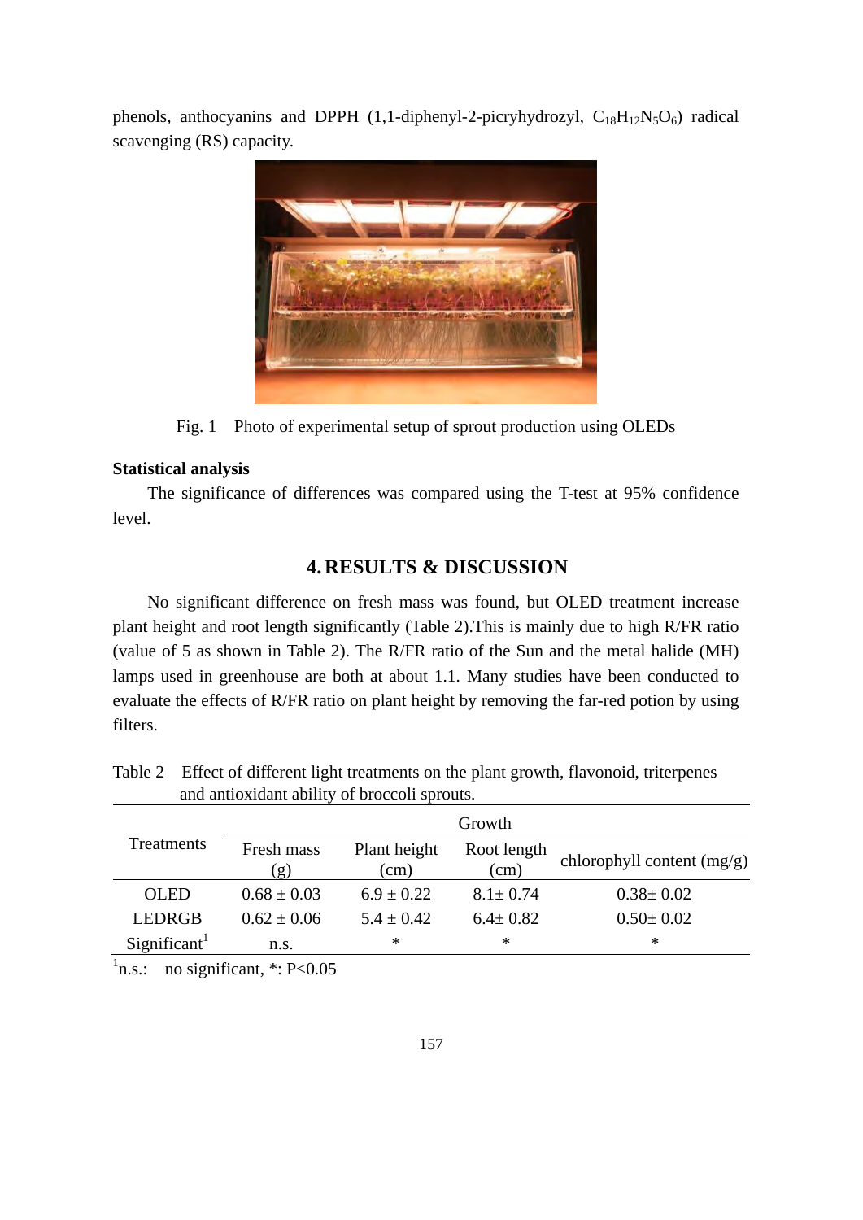phenols, anthocyanins and DPPH (1,1-diphenyl-2-picryhydrozyl, $C_{18}H_{12}N_5O_6$) radical scavenging (RS) capacity.

Fig. 1 Photo of experimental setup of sprout production using OLEDs

**Statistical analysis**

The significance of differences was compared using the T-test at 95% confidence level.

## 4. RESULTS & DISCUSSION

No significant difference on fresh mass was found, but OLED treatment increase plant height and root length significantly (Table 2).This is mainly due to high R/FR ratio (value of 5 as shown in Table 2). The R/FR ratio of the Sun and the metal halide (MH) lamps used in greenhouse are both at about 1.1. Many studies have been conducted to evaluate the effects of R/FR ratio on plant height by removing the far-red potion by using filters.

Table 2 Effect of different light treatments on the plant growth, flavonoid, triterpenes and antioxidant ability of broccoli sprouts.

| Treatments | Growth | | | |
|---|---|---|---|---|
| | Fresh mass (g) | Plant height (cm) | Root length (cm) | chlorophyll content (mg/g) |
| OLED | 0.68 ± 0.03 | 6.9 ± 0.22 | 8.1± 0.74 | 0.38± 0.02 |
| LEDRGB | 0.62 ± 0.06 | 5.4 ± 0.42 | 6.4± 0.82 | 0.50± 0.02 |
| Significant[1] | n.s. | * | * | * |

[1]n.s.: no significant, *: P<0.05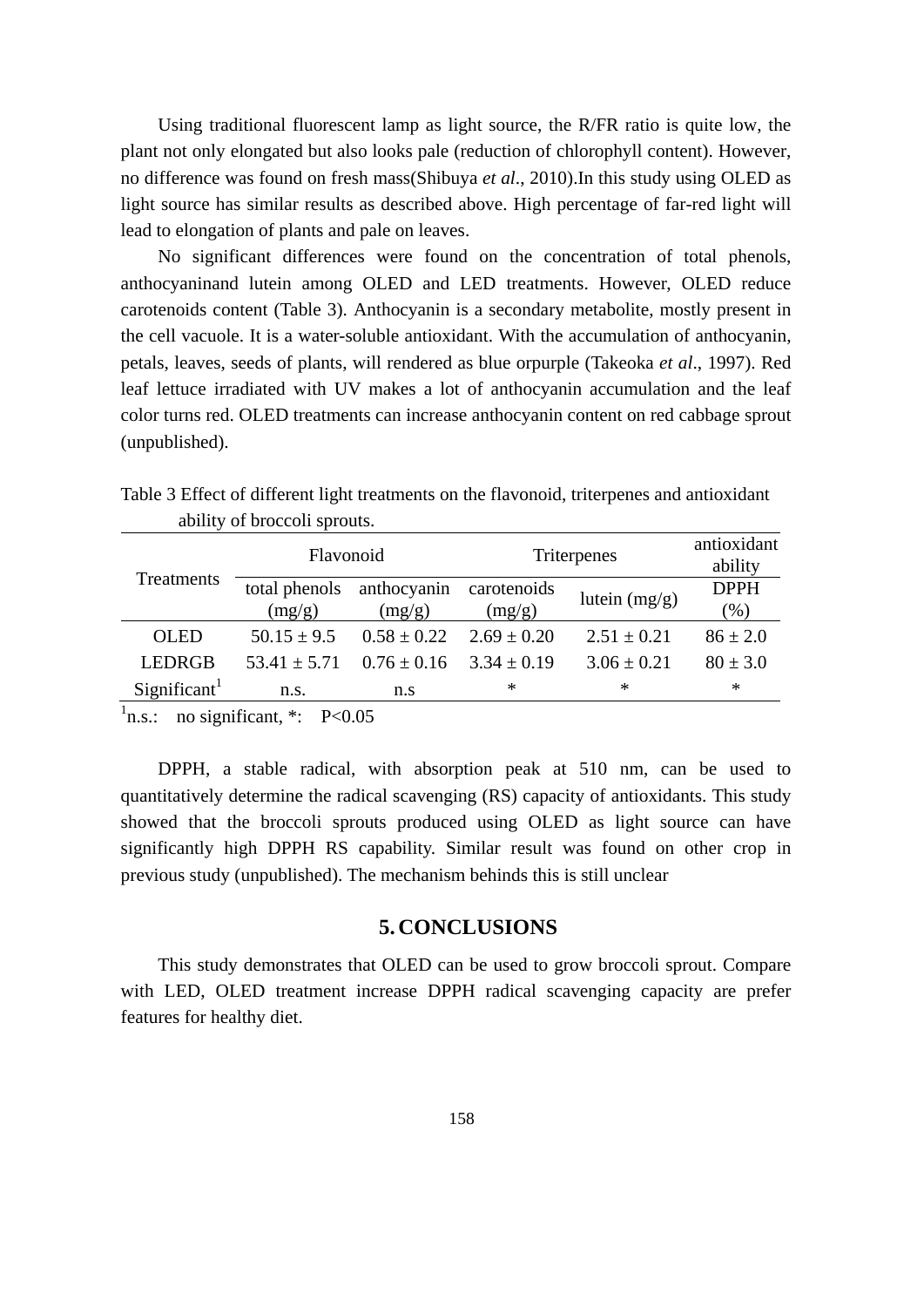Using traditional fluorescent lamp as light source, the R/FR ratio is quite low, the plant not only elongated but also looks pale (reduction of chlorophyll content). However, no difference was found on fresh mass(Shibuya *et al*., 2010).In this study using OLED as light source has similar results as described above. High percentage of far-red light will lead to elongation of plants and pale on leaves.

No significant differences were found on the concentration of total phenols, anthocyaninand lutein among OLED and LED treatments. However, OLED reduce carotenoids content (Table 3). Anthocyanin is a secondary metabolite, mostly present in the cell vacuole. It is a water-soluble antioxidant. With the accumulation of anthocyanin, petals, leaves, seeds of plants, will rendered as blue orpurple (Takeoka *et al*., 1997). Red leaf lettuce irradiated with UV makes a lot of anthocyanin accumulation and the leaf color turns red. OLED treatments can increase anthocyanin content on red cabbage sprout (unpublished).

Table 3 Effect of different light treatments on the flavonoid, triterpenes and antioxidant ability of broccoli sprouts.

| Treatments | Flavonoid | | Triterpenes | | antioxidant ability |
|---|---|---|---|---|---|
| | total phenols (mg/g) | anthocyanin (mg/g) | carotenoids (mg/g) | lutein (mg/g) | DPPH (%) |
| OLED | 50.15 ± 9.5 | 0.58 ± 0.22 | 2.69 ± 0.20 | 2.51 ± 0.21 | 86 ± 2.0 |
| LEDRGB | 53.41 ± 5.71 | 0.76 ± 0.16 | 3.34 ± 0.19 | 3.06 ± 0.21 | 80 ± 3.0 |
| Significant[1] | n.s. | n.s | * | * | * |

[1]n.s.: no significant, *: P<0.05

DPPH, a stable radical, with absorption peak at 510 nm, can be used to quantitatively determine the radical scavenging (RS) capacity of antioxidants. This study showed that the broccoli sprouts produced using OLED as light source can have significantly high DPPH RS capability. Similar result was found on other crop in previous study (unpublished). The mechanism behinds this is still unclear

## 5. CONCLUSIONS

This study demonstrates that OLED can be used to grow broccoli sprout. Compare with LED, OLED treatment increase DPPH radical scavenging capacity are prefer features for healthy diet.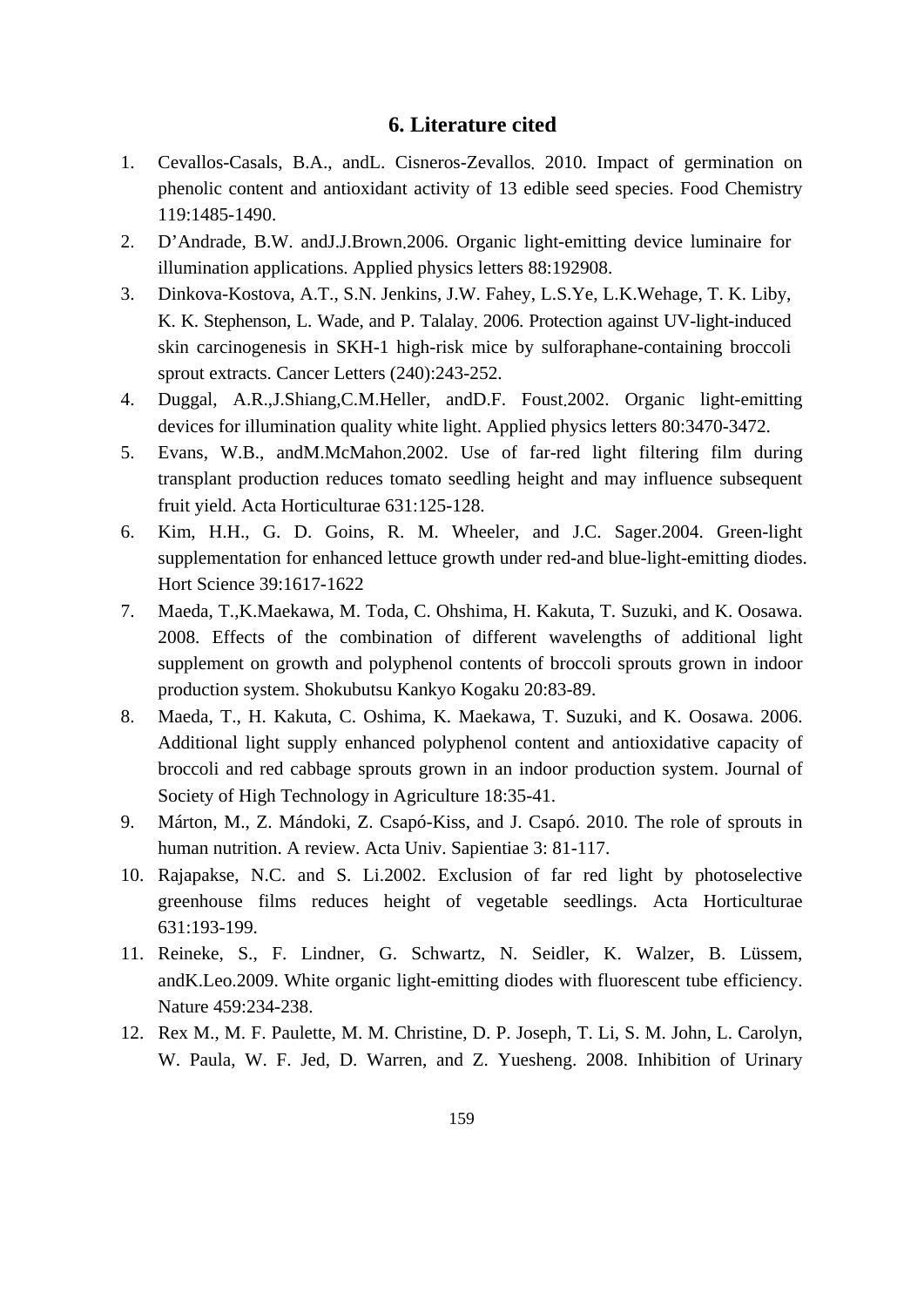## 6. Literature cited

1. Cevallos-Casals, B.A., andL. Cisneros-Zevallos. 2010. Impact of germination on phenolic content and antioxidant activity of 13 edible seed species. Food Chemistry 119:1485-1490.
2. D'Andrade, B.W. andJ.J.Brown.2006. Organic light-emitting device luminaire for illumination applications. Applied physics letters 88:192908.
3. Dinkova-Kostova, A.T., S.N. Jenkins, J.W. Fahey, L.S.Ye, L.K.Wehage, T. K. Liby, K. K. Stephenson, L. Wade, and P. Talalay. 2006. Protection against UV-light-induced skin carcinogenesis in SKH-1 high-risk mice by sulforaphane-containing broccoli sprout extracts. Cancer Letters (240):243-252.
4. Duggal, A.R.,J.Shiang,C.M.Heller, andD.F. Foust.2002. Organic light-emitting devices for illumination quality white light. Applied physics letters 80:3470-3472.
5. Evans, W.B., andM.McMahon.2002. Use of far-red light filtering film during transplant production reduces tomato seedling height and may influence subsequent fruit yield. Acta Horticulturae 631:125-128.
6. Kim, H.H., G. D. Goins, R. M. Wheeler, and J.C. Sager.2004. Green-light supplementation for enhanced lettuce growth under red-and blue-light-emitting diodes. Hort Science 39:1617-1622
7. Maeda, T.,K.Maekawa, M. Toda, C. Ohshima, H. Kakuta, T. Suzuki, and K. Oosawa. 2008. Effects of the combination of different wavelengths of additional light supplement on growth and polyphenol contents of broccoli sprouts grown in indoor production system. Shokubutsu Kankyo Kogaku 20:83-89.
8. Maeda, T., H. Kakuta, C. Oshima, K. Maekawa, T. Suzuki, and K. Oosawa. 2006. Additional light supply enhanced polyphenol content and antioxidative capacity of broccoli and red cabbage sprouts grown in an indoor production system. Journal of Society of High Technology in Agriculture 18:35-41.
9. Márton, M., Z. Mándoki, Z. Csapó-Kiss, and J. Csapó. 2010. The role of sprouts in human nutrition. A review. Acta Univ. Sapientiae 3: 81-117.
10. Rajapakse, N.C. and S. Li.2002. Exclusion of far red light by photoselective greenhouse films reduces height of vegetable seedlings. Acta Horticulturae 631:193-199.
11. Reineke, S., F. Lindner, G. Schwartz, N. Seidler, K. Walzer, B. Lüssem, andK.Leo.2009. White organic light-emitting diodes with fluorescent tube efficiency. Nature 459:234-238.
12. Rex M., M. F. Paulette, M. M. Christine, D. P. Joseph, T. Li, S. M. John, L. Carolyn, W. Paula, W. F. Jed, D. Warren, and Z. Yuesheng. 2008. Inhibition of Urinary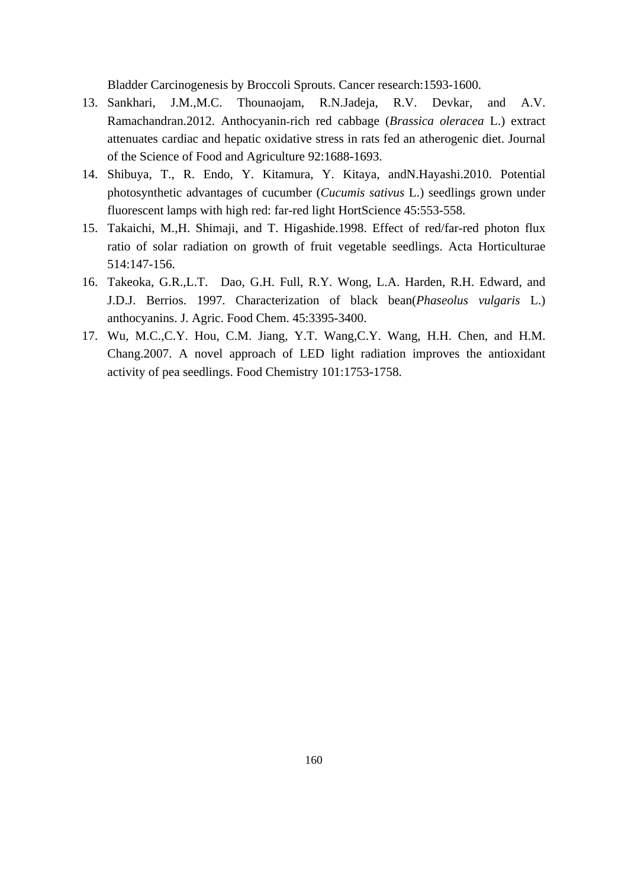Bladder Carcinogenesis by Broccoli Sprouts. Cancer research:1593-1600.

13. Sankhari, J.M.,M.C. Thounaojam, R.N.Jadeja, R.V. Devkar, and A.V. Ramachandran.2012. Anthocyanin-rich red cabbage (*Brassica oleracea* L.) extract attenuates cardiac and hepatic oxidative stress in rats fed an atherogenic diet. Journal of the Science of Food and Agriculture 92:1688-1693.
14. Shibuya, T., R. Endo, Y. Kitamura, Y. Kitaya, andN.Hayashi.2010. Potential photosynthetic advantages of cucumber (*Cucumis sativus* L.) seedlings grown under fluorescent lamps with high red: far-red light HortScience 45:553-558.
15. Takaichi, M.,H. Shimaji, and T. Higashide.1998. Effect of red/far-red photon flux ratio of solar radiation on growth of fruit vegetable seedlings. Acta Horticulturae 514:147-156.
16. Takeoka, G.R.,L.T. Dao, G.H. Full, R.Y. Wong, L.A. Harden, R.H. Edward, and J.D.J. Berrios. 1997. Characterization of black bean(*Phaseolus vulgaris* L.) anthocyanins. J. Agric. Food Chem. 45:3395-3400.
17. Wu, M.C.,C.Y. Hou, C.M. Jiang, Y.T. Wang,C.Y. Wang, H.H. Chen, and H.M. Chang.2007. A novel approach of LED light radiation improves the antioxidant activity of pea seedlings. Food Chemistry 101:1753-1758.